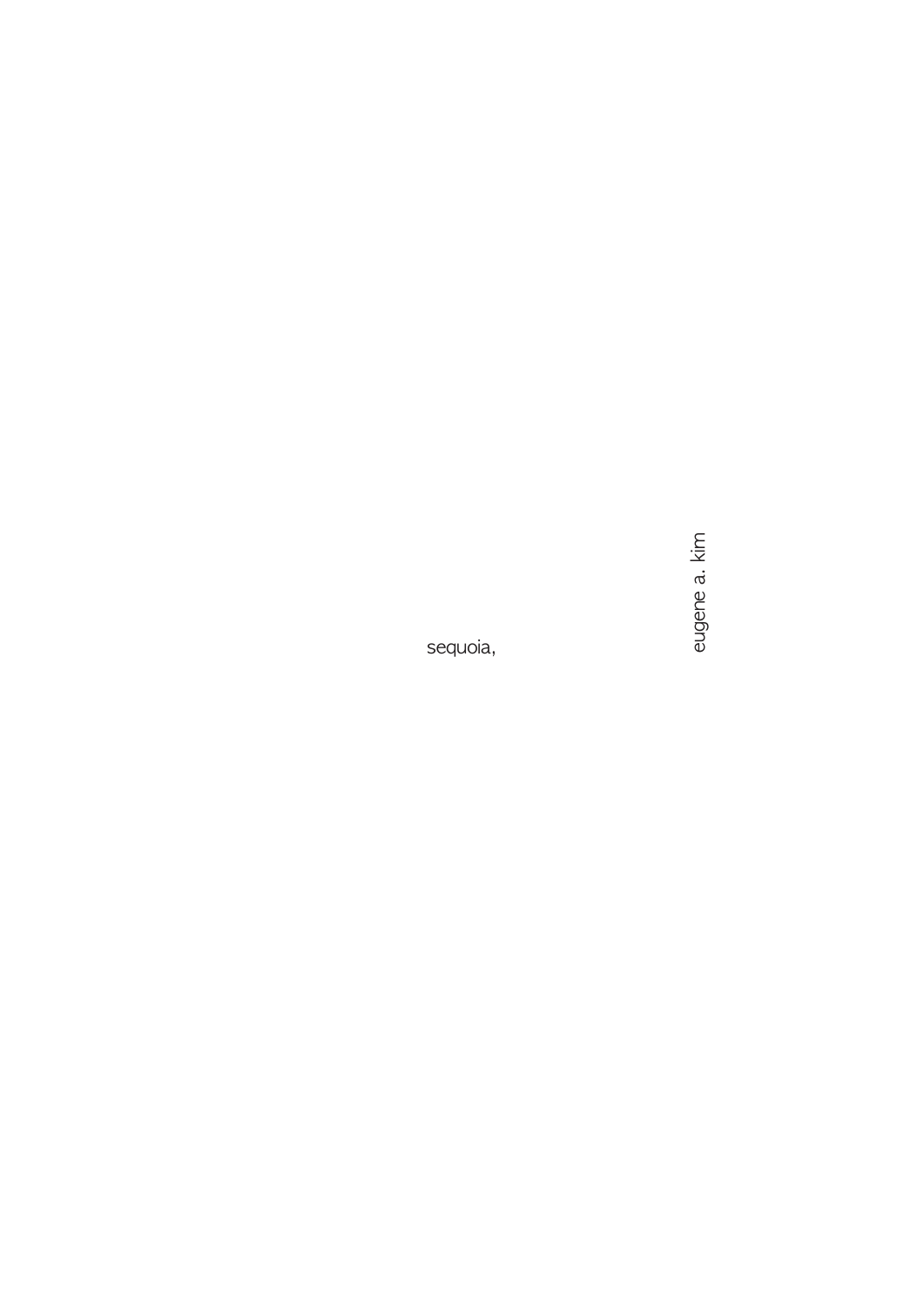sequoia,

eugene a. kim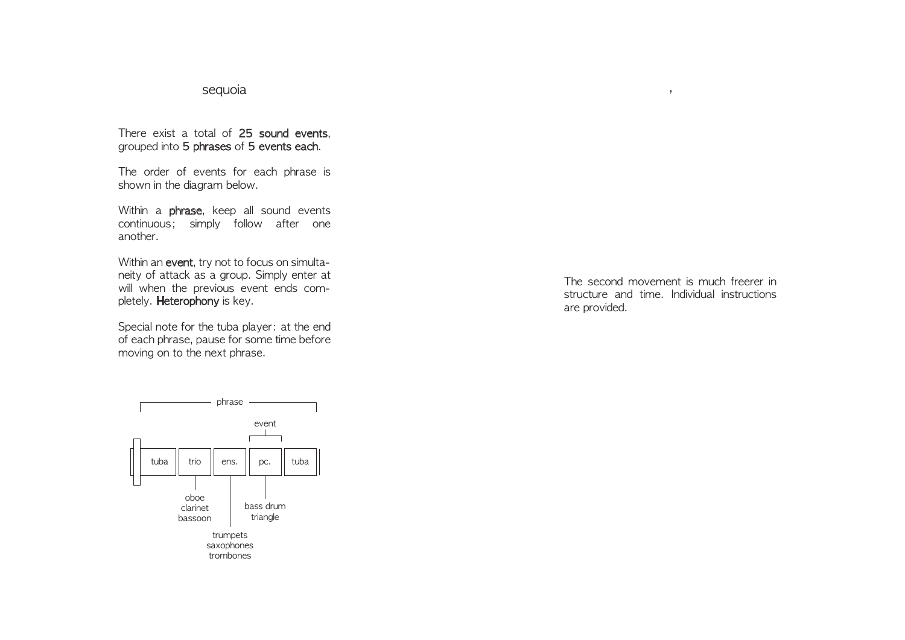## sequoia

There exist a total of **25 sound events**, grouped into **5 phrases** of **5 events each**.

The order of events for each phrase is shown in the diagram below.

Within a **phrase**, keep all sound events continuous; simply follow after one another.

Within an **event**, try not to focus on simultaneity of attack as a group. Simply enter at will when the previous event ends completely. **Heterophony** is key.

Special note for the tuba player: at the end of each phrase, pause for some time before moving on to the next phrase.

phrase

event

| tuba | trio | ens. | pc. | tuba |
|---|---|---|---|---|

- trio: oboe, clarinet, bassoon
- ens.: trumpets, saxophones, trombones
- pc.: bass drum, triangle

## ,

The second movement is much freerer in structure and time. Individual instructions are provided.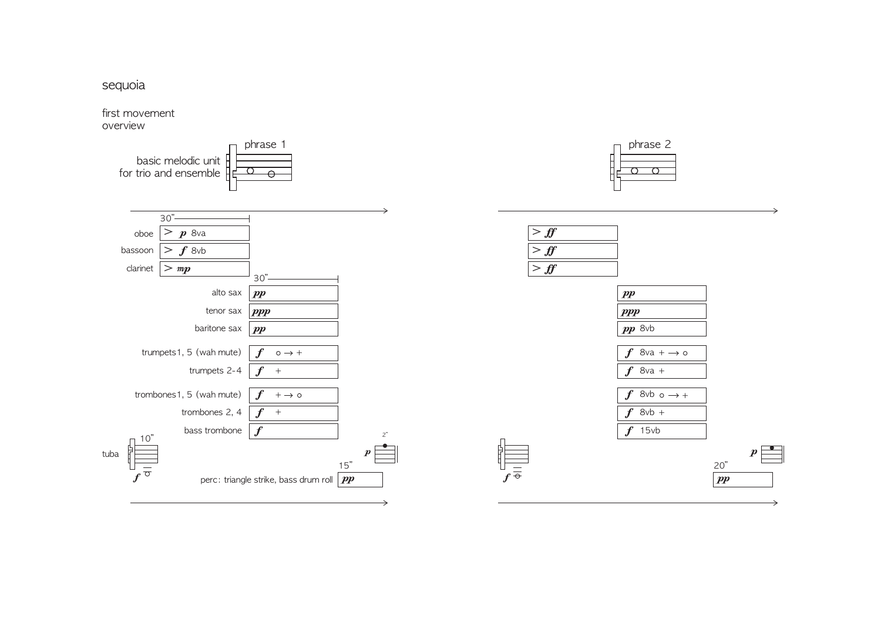sequoia

first movement
overview

phrase 1

basic melodic unit
for trio and ensemble

30"

| | |
|---|---|
| oboe | > *p* 8va |
| bassoon | > *f* 8vb |
| clarinet | > *mp* |

30"

| | |
|---|---|
| alto sax | *pp* |
| tenor sax | *ppp* |
| baritone sax | *pp* |
| trumpets1, 5 (wah mute) | *f* o → + |
| trumpets 2-4 | *f* + |
| trombones1, 5 (wah mute) | *f* + → o |
| trombones 2, 4 | *f* + |
| bass trombone | *f* |

10"

tuba *f*

2"

*p*

15"

perc: triangle strike, bass drum roll *pp*

phrase 2

> *ff*

> *ff*

> *ff*

*pp*

*ppp*

*pp* 8vb

*f* 8va + → o

*f* 8va +

*f* 8vb o → +

*f* 8vb +

*f* 15vb

*f*

*p*

20"

*pp*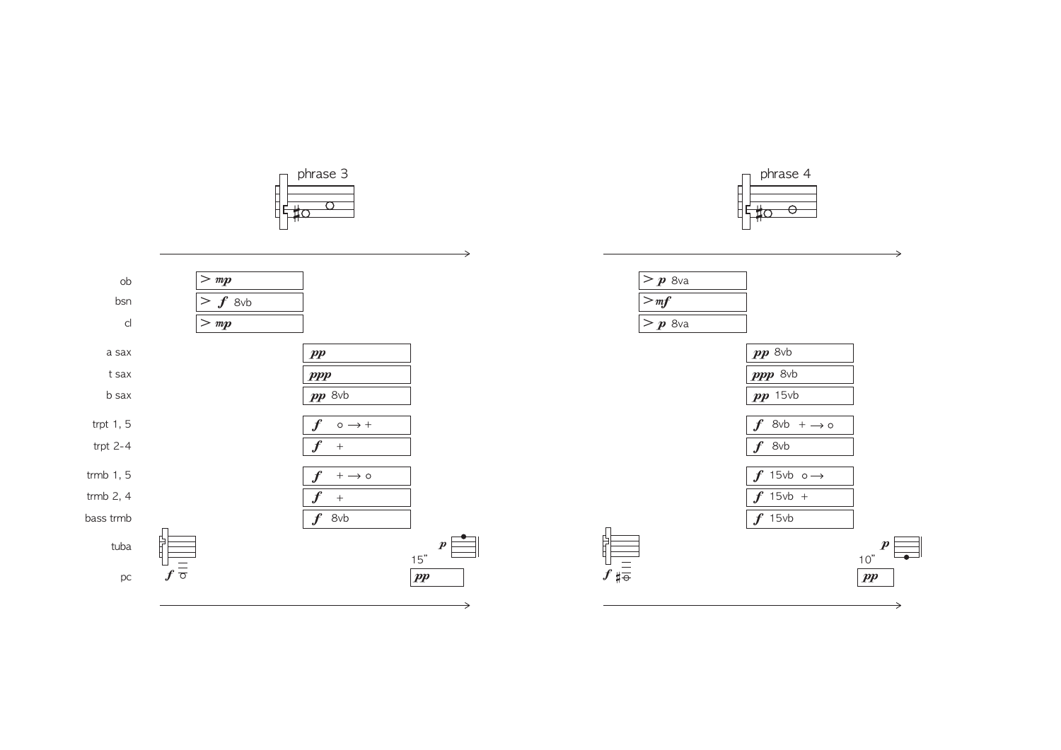## phrase 3

| | |
|---|---|
| ob | > *mp* |
| bsn | > *f* 8vb |
| cl | > *mp* |
| a sax | *pp* |
| t sax | *ppp* |
| b sax | *pp* 8vb |
| trpt 1, 5 | *f* ∘ → + |
| trpt 2-4 | *f* + |
| trmb 1, 5 | *f* + → ∘ |
| trmb 2, 4 | *f* + |
| bass trmb | *f* 8vb |
| tuba | *f* … *p* |
| pc | 15" *pp* |

## phrase 4

| | |
|---|---|
| ob | > *p* 8va |
| bsn | > *mf* |
| cl | > *p* 8va |
| a sax | *pp* 8vb |
| t sax | *ppp* 8vb |
| b sax | *pp* 15vb |
| trpt 1, 5 | *f* 8vb + → ∘ |
| trpt 2-4 | *f* 8vb |
| trmb 1, 5 | *f* 15vb ∘ → |
| trmb 2, 4 | *f* 15vb + |
| bass trmb | *f* 15vb |
| tuba | *f* ♯ … *p* |
| pc | 10" *pp* |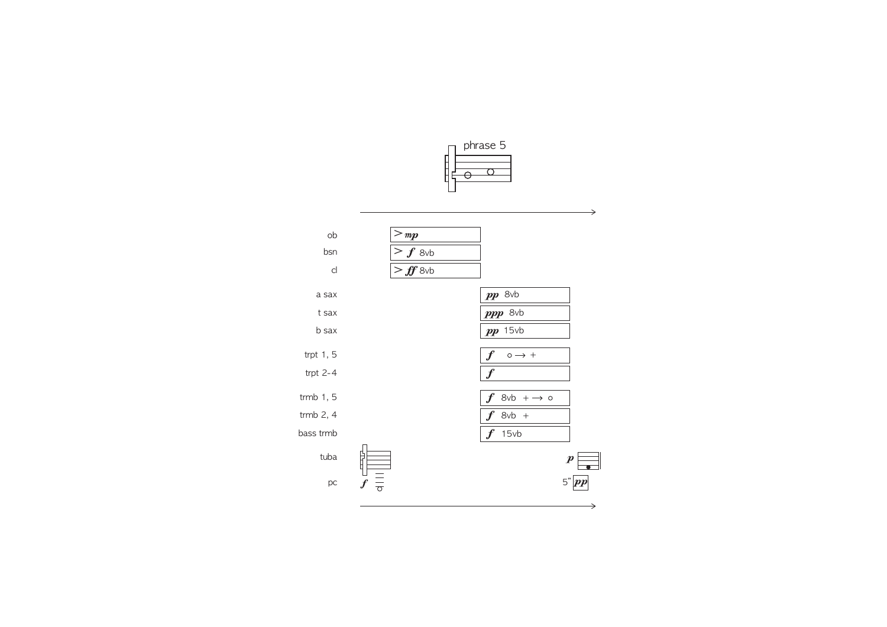phrase 5

ob — > *mp*

bsn — > ***f*** 8vb

cl — > ***ff*** 8vb

a sax — ***pp*** 8vb

t sax — ***ppp*** 8vb

b sax — ***pp*** 15vb

trpt 1, 5 — ***f*** o → +

trpt 2-4 — ***f***

trmb 1, 5 — ***f*** 8vb + → o

trmb 2, 4 — ***f*** 8vb +

bass trmb — ***f*** 15vb

tuba — ***p***

pc — ***f*** 5" ***pp***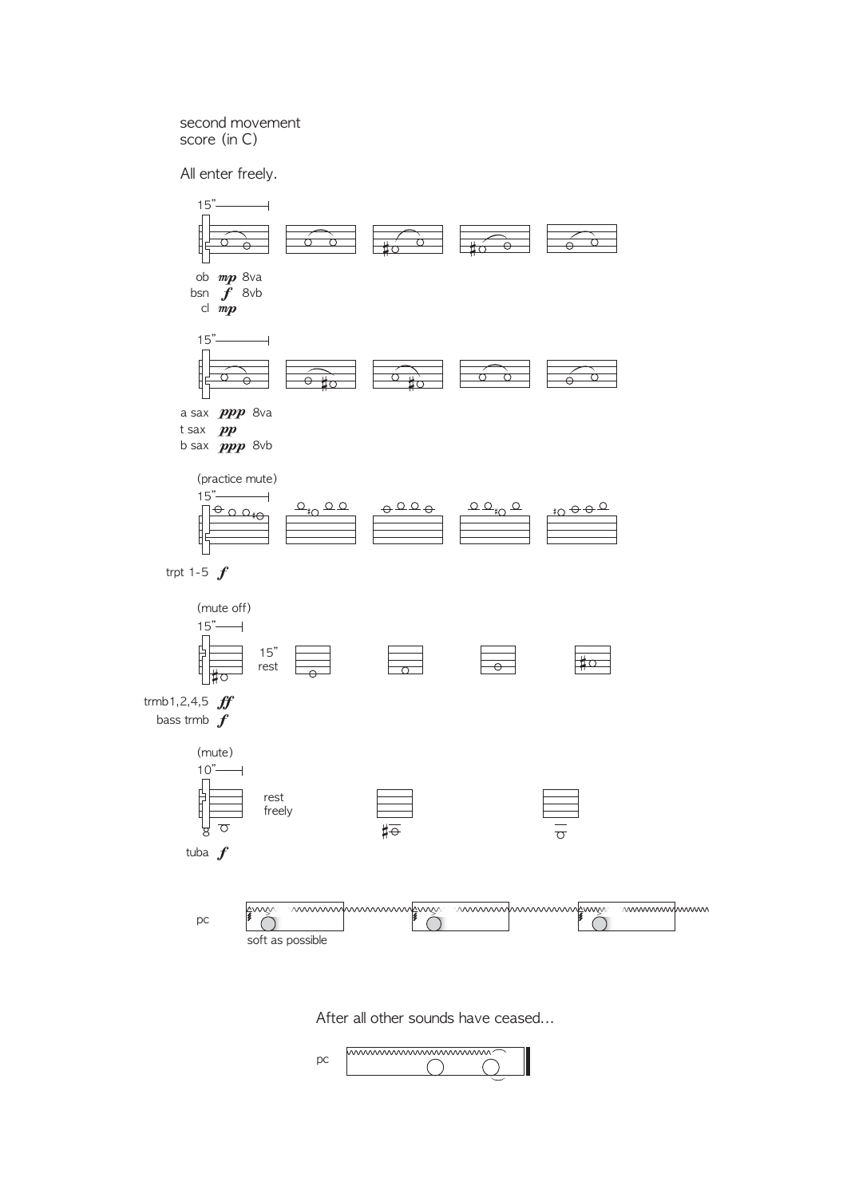second movement
score (in C)

All enter freely.

15"

ob *mp* 8va
bsn *f* 8vb
cl *mp*

15"

a sax *ppp* 8va
t sax *pp*
b sax *ppp* 8vb

(practice mute)
15"

trpt 1-5 *f*

(mute off)
15"

15" rest

trmb1,2,4,5 *ff*
bass trmb *f*

(mute)
10"

rest freely

tuba *f*

pc

soft as possible

After all other sounds have ceased...

pc